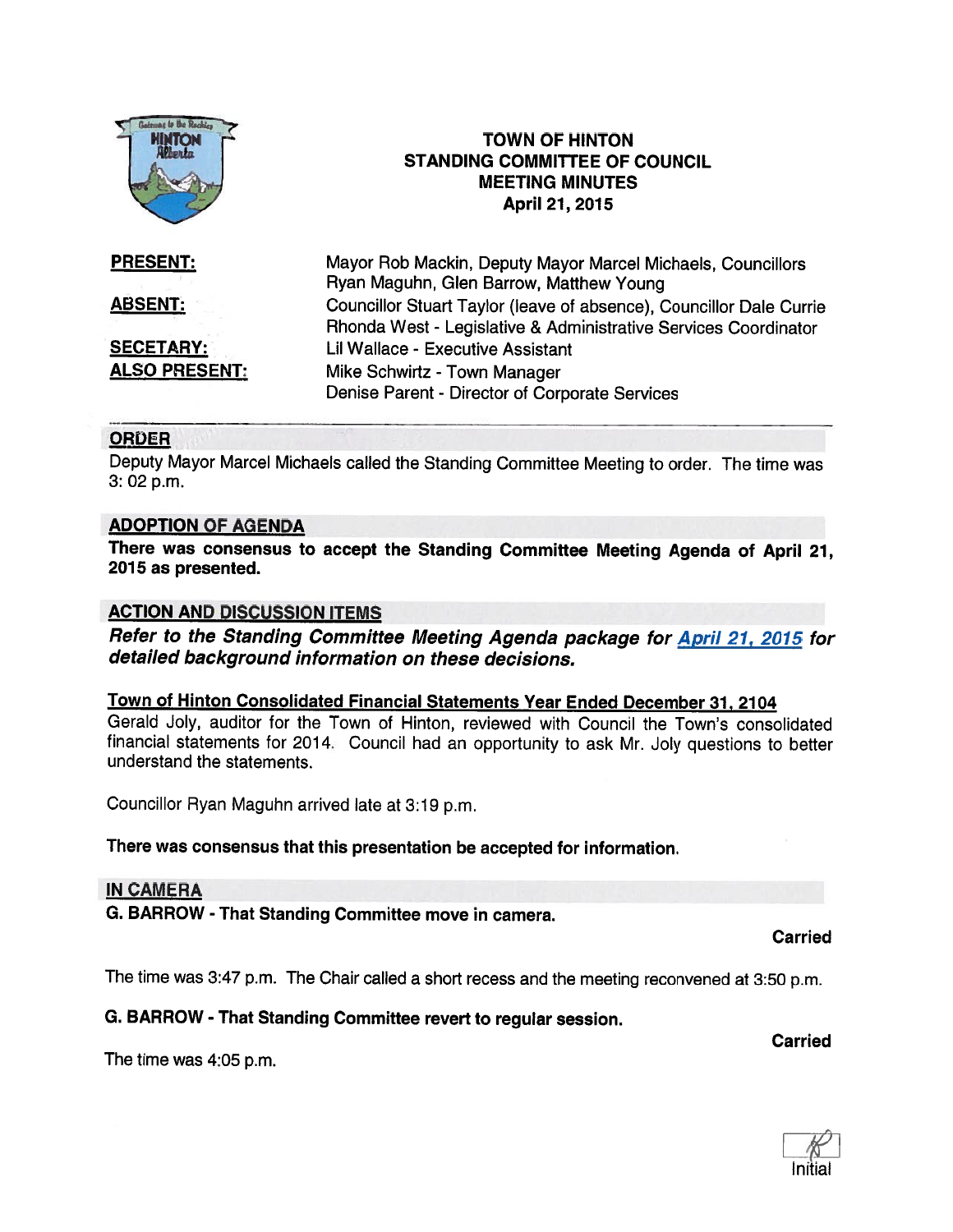# TOWN OF HINTON
## STANDING COMMITTEE OF COUNCIL
## MEETING MINUTES
### April 21, 2015

| | |
|---|---|
| **PRESENT:** | Mayor Rob Mackin, Deputy Mayor Marcel Michaels, Councillors Ryan Maguhn, Glen Barrow, Matthew Young |
| **ABSENT:** | Councillor Stuart Taylor (leave of absence), Councillor Dale Currie<br>Rhonda West - Legislative & Administrative Services Coordinator |
| **SECETARY:** | Lil Wallace - Executive Assistant |
| **ALSO PRESENT:** | Mike Schwirtz - Town Manager<br>Denise Parent - Director of Corporate Services |

## ORDER

Deputy Mayor Marcel Michaels called the Standing Committee Meeting to order. The time was 3: 02 p.m.

## ADOPTION OF AGENDA

**There was consensus to accept the Standing Committee Meeting Agenda of April 21, 2015 as presented.**

## ACTION AND DISCUSSION ITEMS

***Refer to the Standing Committee Meeting Agenda package for April 21, 2015 for detailed background information on these decisions.***

### Town of Hinton Consolidated Financial Statements Year Ended December 31, 2104

Gerald Joly, auditor for the Town of Hinton, reviewed with Council the Town's consolidated financial statements for 2014. Council had an opportunity to ask Mr. Joly questions to better understand the statements.

Councillor Ryan Maguhn arrived late at 3:19 p.m.

**There was consensus that this presentation be accepted for information.**

## IN CAMERA

**G. BARROW - That Standing Committee move in camera.**

**Carried**

The time was 3:47 p.m. The Chair called a short recess and the meeting reconvened at 3:50 p.m.

**G. BARROW - That Standing Committee revert to regular session.**

**Carried**

The time was 4:05 p.m.

Initial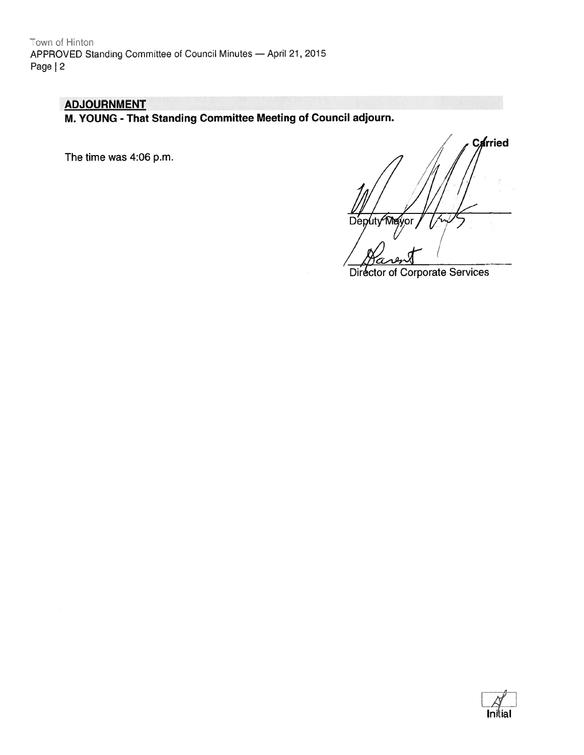## ADJOURNMENT

**M. YOUNG - That Standing Committee Meeting of Council adjourn.**

**Carried**

The time was 4:06 p.m.

Deputy Mayor

Director of Corporate Services

Initial